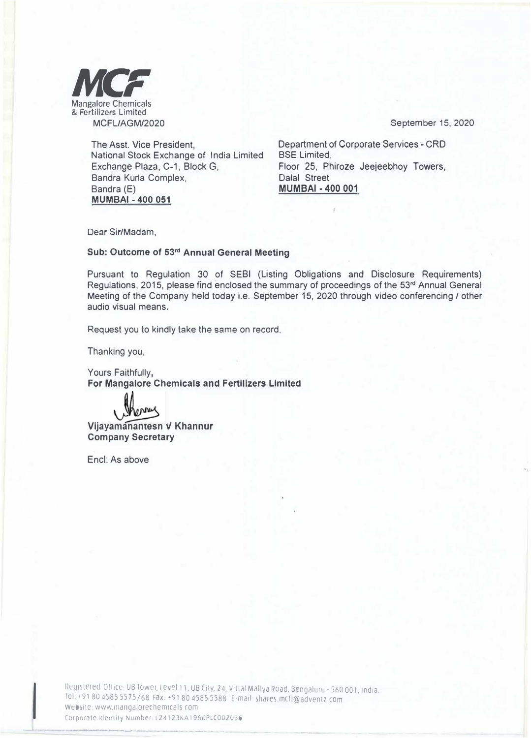**MCF**
Mangalore Chemicals
& Fertilizers Limited

MCFL/AGM/2020

September 15, 2020

The Asst. Vice President,
National Stock Exchange of India Limited
Exchange Plaza, C-1, Block G,
Bandra Kurla Complex,
Bandra (E)
**MUMBAI - 400 051**

Department of Corporate Services - CRD
BSE Limited,
Floor 25, Phiroze Jeejeebhoy Towers,
Dalal Street
**MUMBAI - 400 001**

Dear Sir/Madam,

**Sub: Outcome of 53rd Annual General Meeting**

Pursuant to Regulation 30 of SEBI (Listing Obligations and Disclosure Requirements) Regulations, 2015, please find enclosed the summary of proceedings of the 53rd Annual General Meeting of the Company held today i.e. September 15, 2020 through video conferencing / other audio visual means.

Request you to kindly take the same on record.

Thanking you,

Yours Faithfully,
**For Mangalore Chemicals and Fertilizers Limited**

**Vijayamanantesn V Khannur**
**Company Secretary**

Encl: As above

Registered Office: UB Tower, Level 11, UB City, 24, Vittal Mallya Road, Bengaluru - 560 001, India.
Tel: +91 80 4585 5575/68 Fax: +91 80 4585 5588 E-mail: shares.mcfl@adventz.com
Website: www.mangalorechemicals.com
Corporate Identity Number: L24123KA1966PLC002036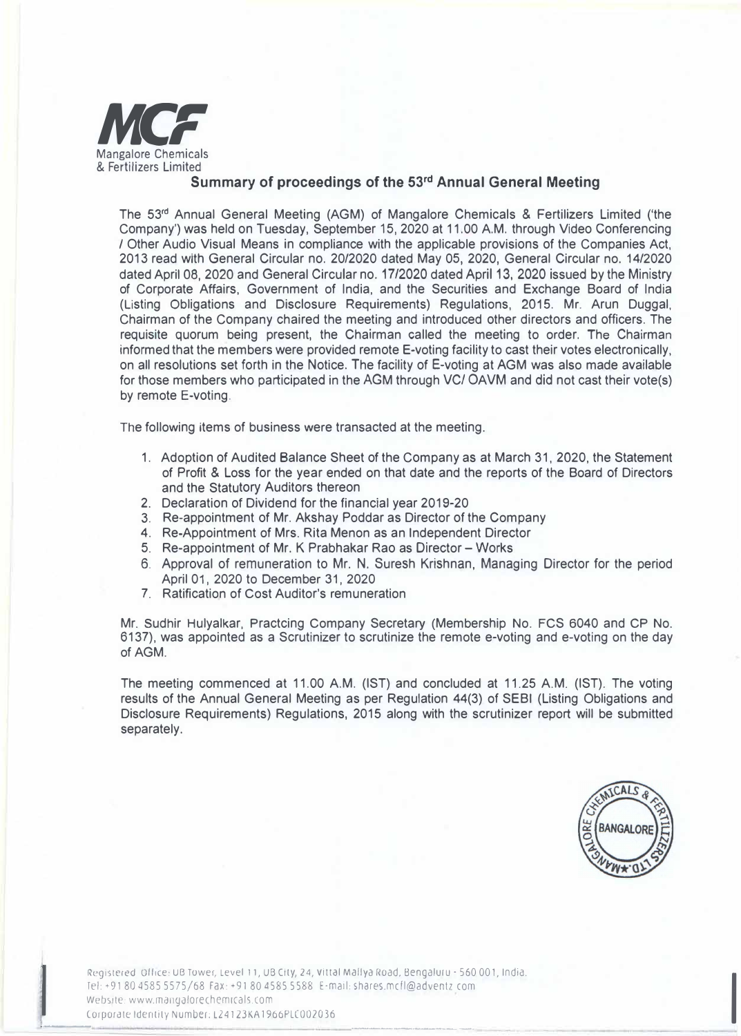**MCF**
Mangalore Chemicals & Fertilizers Limited

## Summary of proceedings of the 53rd Annual General Meeting

The 53rd Annual General Meeting (AGM) of Mangalore Chemicals & Fertilizers Limited ('the Company') was held on Tuesday, September 15, 2020 at 11.00 A.M. through Video Conferencing / Other Audio Visual Means in compliance with the applicable provisions of the Companies Act, 2013 read with General Circular no. 20/2020 dated May 05, 2020, General Circular no. 14/2020 dated April 08, 2020 and General Circular no. 17/2020 dated April 13, 2020 issued by the Ministry of Corporate Affairs, Government of India, and the Securities and Exchange Board of India (Listing Obligations and Disclosure Requirements) Regulations, 2015. Mr. Arun Duggal, Chairman of the Company chaired the meeting and introduced other directors and officers. The requisite quorum being present, the Chairman called the meeting to order. The Chairman informed that the members were provided remote E-voting facility to cast their votes electronically, on all resolutions set forth in the Notice. The facility of E-voting at AGM was also made available for those members who participated in the AGM through VC/ OAVM and did not cast their vote(s) by remote E-voting.

The following items of business were transacted at the meeting.

1. Adoption of Audited Balance Sheet of the Company as at March 31, 2020, the Statement of Profit & Loss for the year ended on that date and the reports of the Board of Directors and the Statutory Auditors thereon
2. Declaration of Dividend for the financial year 2019-20
3. Re-appointment of Mr. Akshay Poddar as Director of the Company
4. Re-Appointment of Mrs. Rita Menon as an Independent Director
5. Re-appointment of Mr. K Prabhakar Rao as Director – Works
6. Approval of remuneration to Mr. N. Suresh Krishnan, Managing Director for the period April 01, 2020 to December 31, 2020
7. Ratification of Cost Auditor's remuneration

Mr. Sudhir Hulyalkar, Practcing Company Secretary (Membership No. FCS 6040 and CP No. 6137), was appointed as a Scrutinizer to scrutinize the remote e-voting and e-voting on the day of AGM.

The meeting commenced at 11.00 A.M. (IST) and concluded at 11.25 A.M. (IST). The voting results of the Annual General Meeting as per Regulation 44(3) of SEBI (Listing Obligations and Disclosure Requirements) Regulations, 2015 along with the scrutinizer report will be submitted separately.

MANGALORE CHEMICALS & FERTILIZERS LTD. BANGALORE

Registered Office: UB Tower, Level 11, UB City, 24, Vittal Mallya Road, Bengaluru - 560 001, India.
Tel: +91 80 4585 5575/68 Fax: +91 80 4585 5588 E-mail: shares.mcfl@adventz.com
Website: www.mangalorechemicals.com
Corporate Identity Number: L24123KA1966PLC002036